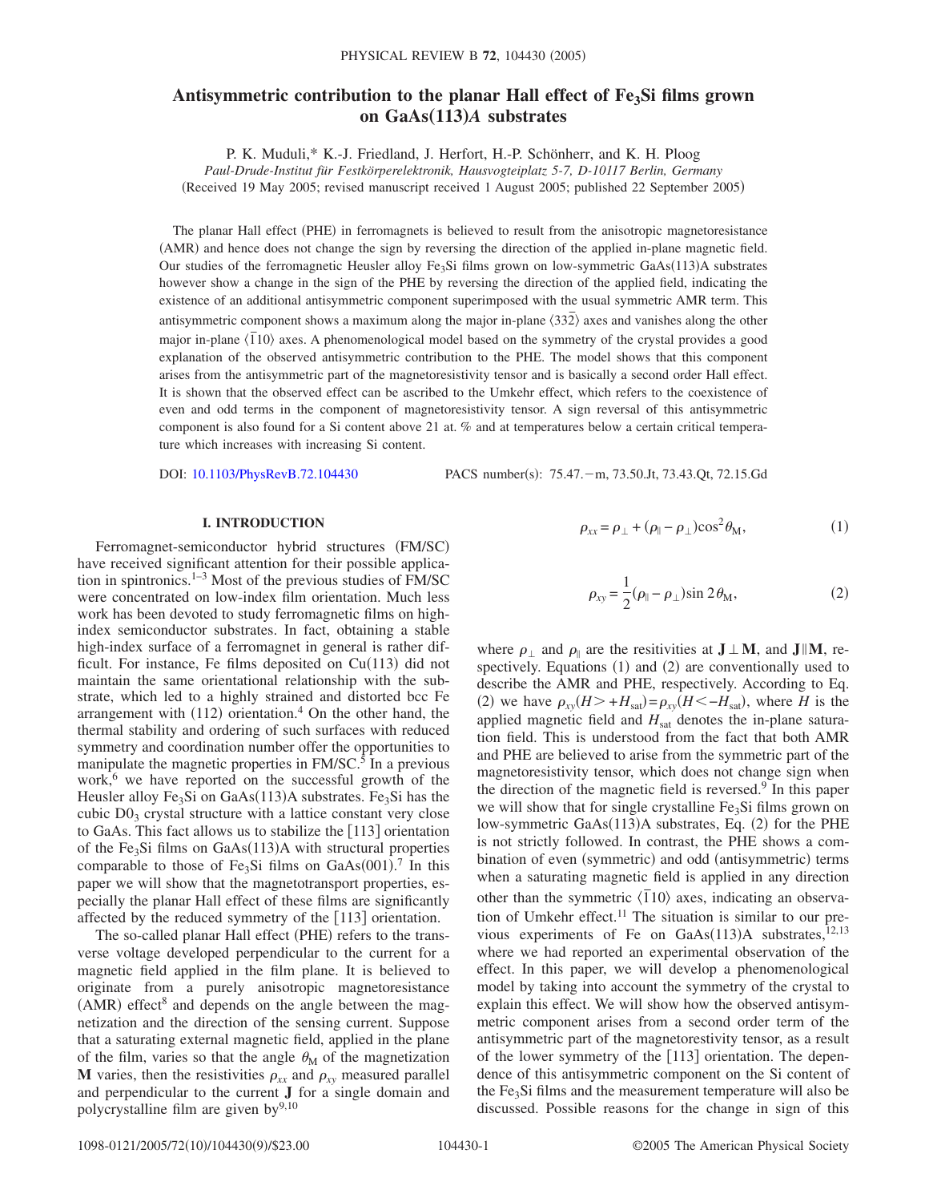# Antisymmetric contribution to the planar Hall effect of $Fe_3Si$ films grown on GaAs(113)*A* substrates

P. K. Muduli,* K.-J. Friedland, J. Herfort, H.-P. Schönherr, and K. H. Ploog

*Paul-Drude-Institut für Festkörperelektronik, Hausvogteiplatz 5-7, D-10117 Berlin, Germany*

(Received 19 May 2005; revised manuscript received 1 August 2005; published 22 September 2005)

The planar Hall effect (PHE) in ferromagnets is believed to result from the anisotropic magnetoresistance (AMR) and hence does not change the sign by reversing the direction of the applied in-plane magnetic field. Our studies of the ferromagnetic Heusler alloy $Fe_3Si$ films grown on low-symmetric GaAs(113)A substrates however show a change in the sign of the PHE by reversing the direction of the applied field, indicating the existence of an additional antisymmetric component superimposed with the usual symmetric AMR term. This antisymmetric component shows a maximum along the major in-plane $\langle 33\bar{2}\rangle$ axes and vanishes along the other major in-plane $\langle \bar{1}10\rangle$ axes. A phenomenological model based on the symmetry of the crystal provides a good explanation of the observed antisymmetric contribution to the PHE. The model shows that this component arises from the antisymmetric part of the magnetoresistivity tensor and is basically a second order Hall effect. It is shown that the observed effect can be ascribed to the Umkehr effect, which refers to the coexistence of even and odd terms in the component of magnetoresistivity tensor. A sign reversal of this antisymmetric component is also found for a Si content above 21 at. % and at temperatures below a certain critical temperature which increases with increasing Si content.

DOI: 10.1103/PhysRevB.72.104430 PACS number(s): 75.47.−m, 73.50.Jt, 73.43.Qt, 72.15.Gd

## I. INTRODUCTION

Ferromagnet-semiconductor hybrid structures (FM/SC) have received significant attention for their possible application in spintronics.[1–3] Most of the previous studies of FM/SC were concentrated on low-index film orientation. Much less work has been devoted to study ferromagnetic films on high-index semiconductor substrates. In fact, obtaining a stable high-index surface of a ferromagnet in general is rather difficult. For instance, Fe films deposited on Cu(113) did not maintain the same orientational relationship with the substrate, which led to a highly strained and distorted bcc Fe arrangement with (112) orientation.[4] On the other hand, the thermal stability and ordering of such surfaces with reduced symmetry and coordination number offer the opportunities to manipulate the magnetic properties in FM/SC.[5] In a previous work,[6] we have reported on the successful growth of the Heusler alloy $Fe_3Si$ on GaAs(113)A substrates. $Fe_3Si$ has the cubic $D0_3$ crystal structure with a lattice constant very close to GaAs. This fact allows us to stabilize the [113] orientation of the $Fe_3Si$ films on GaAs(113)A with structural properties comparable to those of $Fe_3Si$ films on GaAs(001).[7] In this paper we will show that the magnetotransport properties, especially the planar Hall effect of these films are significantly affected by the reduced symmetry of the [113] orientation.

The so-called planar Hall effect (PHE) refers to the transverse voltage developed perpendicular to the current for a magnetic field applied in the film plane. It is believed to originate from a purely anisotropic magnetoresistance (AMR) effect[8] and depends on the angle between the magnetization and the direction of the sensing current. Suppose that a saturating external magnetic field, applied in the plane of the film, varies so that the angle $\theta_M$ of the magnetization $\mathbf{M}$ varies, then the resistivities $\rho_{xx}$ and $\rho_{xy}$ measured parallel and perpendicular to the current $\mathbf{J}$ for a single domain and polycrystalline film are given by[9,10]

$$\rho_{xx} = \rho_{\perp} + (\rho_{\parallel} - \rho_{\perp})\cos^2\theta_M, \tag{1}$$

$$\rho_{xy} = \frac{1}{2}(\rho_{\parallel} - \rho_{\perp})\sin 2\theta_M, \tag{2}$$

where $\rho_{\perp}$ and $\rho_{\parallel}$ are the resitivities at $\mathbf{J} \perp \mathbf{M}$, and $\mathbf{J} \parallel \mathbf{M}$, respectively. Equations (1) and (2) are conventionally used to describe the AMR and PHE, respectively. According to Eq. (2) we have $\rho_{xy}(H > +H_{sat}) = \rho_{xy}(H < -H_{sat})$, where $H$ is the applied magnetic field and $H_{sat}$ denotes the in-plane saturation field. This is understood from the fact that both AMR and PHE are believed to arise from the symmetric part of the magnetoresistivity tensor, which does not change sign when the direction of the magnetic field is reversed.[9] In this paper we will show that for single crystalline $Fe_3Si$ films grown on low-symmetric GaAs(113)A substrates, Eq. (2) for the PHE is not strictly followed. In contrast, the PHE shows a combination of even (symmetric) and odd (antisymmetric) terms when a saturating magnetic field is applied in any direction other than the symmetric $\langle \bar{1}10\rangle$ axes, indicating an observation of Umkehr effect.[11] The situation is similar to our previous experiments of Fe on GaAs(113)A substrates,[12,13] where we had reported an experimental observation of the effect. In this paper, we will develop a phenomenological model by taking into account the symmetry of the crystal to explain this effect. We will show how the observed antisymmetric component arises from a second order term of the antisymmetric part of the magnetoresistivity tensor, as a result of the lower symmetry of the [113] orientation. The dependence of this antisymmetric component on the Si content of the $Fe_3Si$ films and the measurement temperature will also be discussed. Possible reasons for the change in sign of this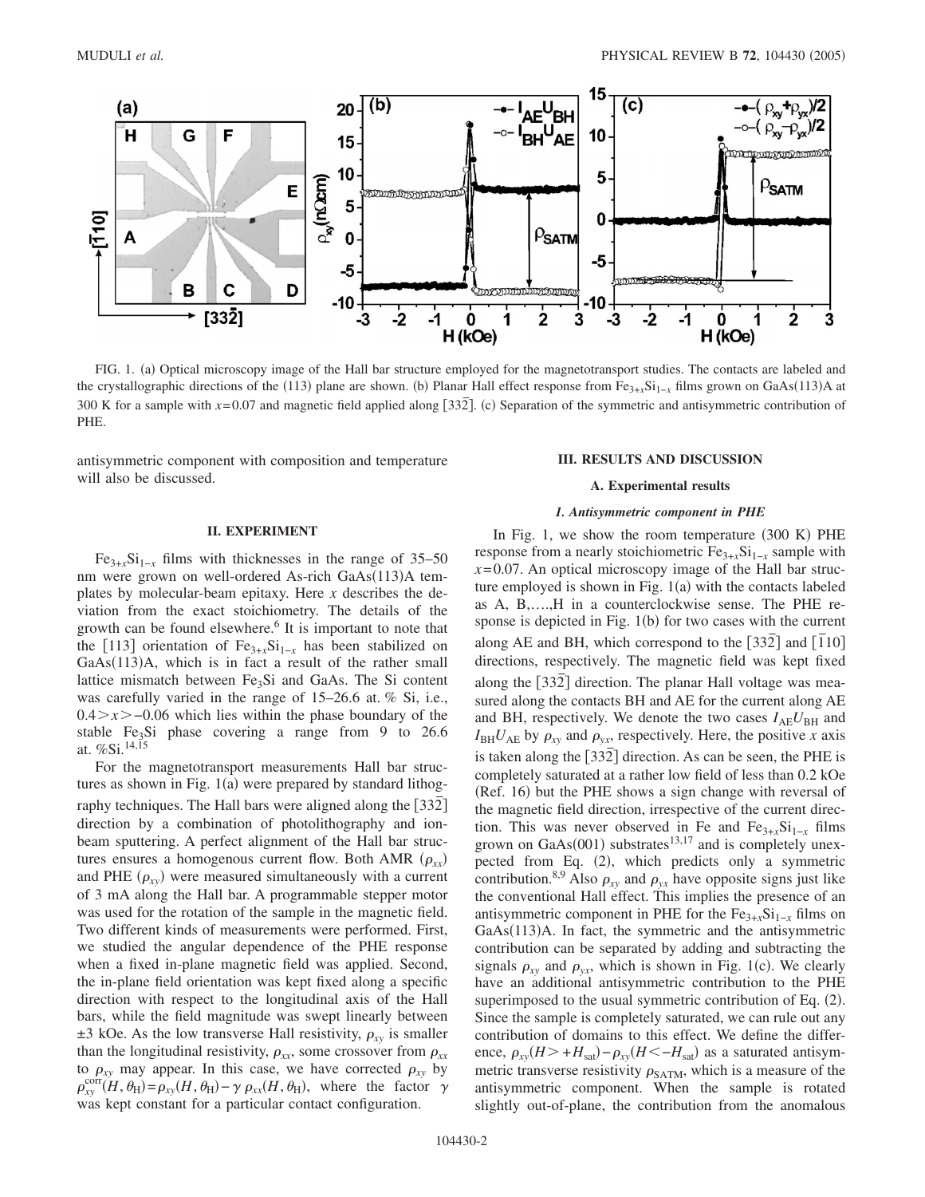FIG. 1. (a) Optical microscopy image of the Hall bar structure employed for the magnetotransport studies. The contacts are labeled and the crystallographic directions of the (113) plane are shown. (b) Planar Hall effect response from $Fe_{3+x}Si_{1-x}$ films grown on GaAs(113)A at 300 K for a sample with $x=0.07$ and magnetic field applied along $[33\bar{2}]$. (c) Separation of the symmetric and antisymmetric contribution of PHE.

antisymmetric component with composition and temperature will also be discussed.

## II. EXPERIMENT

$Fe_{3+x}Si_{1-x}$ films with thicknesses in the range of 35–50 nm were grown on well-ordered As-rich GaAs(113)A templates by molecular-beam epitaxy. Here $x$ describes the deviation from the exact stoichiometry. The details of the growth can be found elsewhere.[6] It is important to note that the [113] orientation of $Fe_{3+x}Si_{1-x}$ has been stabilized on GaAs(113)A, which is in fact a result of the rather small lattice mismatch between $Fe_3Si$ and GaAs. The Si content was carefully varied in the range of 15–26.6 at. % Si, i.e., $0.4 > x > -0.06$ which lies within the phase boundary of the stable $Fe_3Si$ phase covering a range from 9 to 26.6 at. %Si.[14,15]

For the magnetotransport measurements Hall bar structures as shown in Fig. 1(a) were prepared by standard lithography techniques. The Hall bars were aligned along the $[33\bar{2}]$ direction by a combination of photolithography and ion-beam sputtering. A perfect alignment of the Hall bar structures ensures a homogenous current flow. Both AMR ($\rho_{xx}$) and PHE ($\rho_{xy}$) were measured simultaneously with a current of 3 mA along the Hall bar. A programmable stepper motor was used for the rotation of the sample in the magnetic field. Two different kinds of measurements were performed. First, we studied the angular dependence of the PHE response when a fixed in-plane magnetic field was applied. Second, the in-plane field orientation was kept fixed along a specific direction with respect to the longitudinal axis of the Hall bars, while the field magnitude was swept linearly between ±3 kOe. As the low transverse Hall resistivity, $\rho_{xy}$ is smaller than the longitudinal resistivity, $\rho_{xx}$, some crossover from $\rho_{xx}$ to $\rho_{xy}$ may appear. In this case, we have corrected $\rho_{xy}$ by $\rho_{xy}^{corr}(H,\theta_H)=\rho_{xy}(H,\theta_H)-\gamma\,\rho_{xx}(H,\theta_H)$, where the factor $\gamma$ was kept constant for a particular contact configuration.

## III. RESULTS AND DISCUSSION

### A. Experimental results

#### 1. Antisymmetric component in PHE

In Fig. 1, we show the room temperature (300 K) PHE response from a nearly stoichiometric $Fe_{3+x}Si_{1-x}$ sample with $x=0.07$. An optical microscopy image of the Hall bar structure employed is shown in Fig. 1(a) with the contacts labeled as A, B,….,H in a counterclockwise sense. The PHE response is depicted in Fig. 1(b) for two cases with the current along AE and BH, which correspond to the $[33\bar{2}]$ and $[\bar{1}10]$ directions, respectively. The magnetic field was kept fixed along the $[33\bar{2}]$ direction. The planar Hall voltage was measured along the contacts BH and AE for the current along AE and BH, respectively. We denote the two cases $I_{AE}U_{BH}$ and $I_{BH}U_{AE}$ by $\rho_{xy}$ and $\rho_{yx}$, respectively. Here, the positive $x$ axis is taken along the $[33\bar{2}]$ direction. As can be seen, the PHE is completely saturated at a rather low field of less than 0.2 kOe (Ref. 16) but the PHE shows a sign change with reversal of the magnetic field direction, irrespective of the current direction. This was never observed in Fe and $Fe_{3+x}Si_{1-x}$ films grown on GaAs(001) substrates[13,17] and is completely unexpected from Eq. (2), which predicts only a symmetric contribution.[8,9] Also $\rho_{xy}$ and $\rho_{yx}$ have opposite signs just like the conventional Hall effect. This implies the presence of an antisymmetric component in PHE for the $Fe_{3+x}Si_{1-x}$ films on GaAs(113)A. In fact, the symmetric and the antisymmetric contribution can be separated by adding and subtracting the signals $\rho_{xy}$ and $\rho_{yx}$, which is shown in Fig. 1(c). We clearly have an additional antisymmetric contribution to the PHE superimposed to the usual symmetric contribution of Eq. (2). Since the sample is completely saturated, we can rule out any contribution of domains to this effect. We define the difference, $\rho_{xy}(H>+H_{sat})-\rho_{xy}(H<-H_{sat})$ as a saturated antisymmetric transverse resistivity $\rho_{SATM}$, which is a measure of the antisymmetric component. When the sample is rotated slightly out-of-plane, the contribution from the anomalous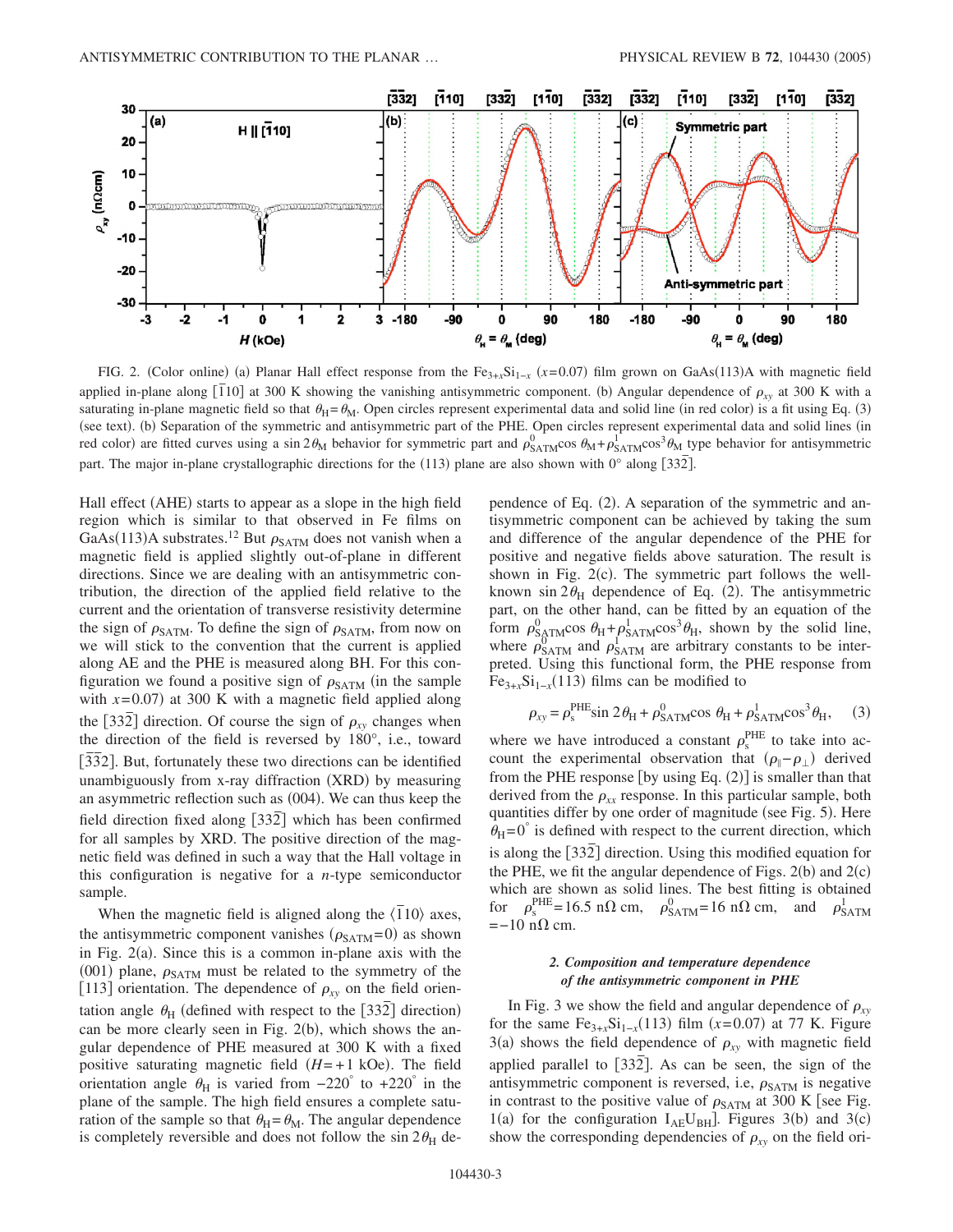FIG. 2. (Color online) (a) Planar Hall effect response from the $Fe_{3+x}Si_{1-x}$ ($x=0.07$) film grown on GaAs(113)A with magnetic field applied in-plane along $[\bar{1}10]$ at 300 K showing the vanishing antisymmetric component. (b) Angular dependence of $\rho_{xy}$ at 300 K with a saturating in-plane magnetic field so that $\theta_H=\theta_M$. Open circles represent experimental data and solid line (in red color) is a fit using Eq. (3) (see text). (b) Separation of the symmetric and antisymmetric part of the PHE. Open circles represent experimental data and solid lines (in red color) are fitted curves using a $\sin 2\theta_M$ behavior for symmetric part and $\rho^0_{SATM}\cos\theta_M+\rho^1_{SATM}\cos^3\theta_M$ type behavior for antisymmetric part. The major in-plane crystallographic directions for the (113) plane are also shown with 0° along $[33\bar{2}]$.

Hall effect (AHE) starts to appear as a slope in the high field region which is similar to that observed in Fe films on GaAs(113)A substrates.[12] But $\rho_{SATM}$ does not vanish when a magnetic field is applied slightly out-of-plane in different directions. Since we are dealing with an antisymmetric contribution, the direction of the applied field relative to the current and the orientation of transverse resistivity determine the sign of $\rho_{SATM}$. To define the sign of $\rho_{SATM}$, from now on we will stick to the convention that the current is applied along AE and the PHE is measured along BH. For this configuration we found a positive sign of $\rho_{SATM}$ (in the sample with $x=0.07$) at 300 K with a magnetic field applied along the $[33\bar{2}]$ direction. Of course the sign of $\rho_{xy}$ changes when the direction of the field is reversed by 180°, i.e., toward $[\bar{3}\bar{3}2]$. But, fortunately these two directions can be identified unambiguously from x-ray diffraction (XRD) by measuring an asymmetric reflection such as (004). We can thus keep the field direction fixed along $[33\bar{2}]$ which has been confirmed for all samples by XRD. The positive direction of the magnetic field was defined in such a way that the Hall voltage in this configuration is negative for a $n$-type semiconductor sample.

When the magnetic field is aligned along the $\langle\bar{1}10\rangle$ axes, the antisymmetric component vanishes ($\rho_{SATM}=0$) as shown in Fig. 2(a). Since this is a common in-plane axis with the (001) plane, $\rho_{SATM}$ must be related to the symmetry of the [113] orientation. The dependence of $\rho_{xy}$ on the field orientation angle $\theta_H$ (defined with respect to the $[33\bar{2}]$ direction) can be more clearly seen in Fig. 2(b), which shows the angular dependence of PHE measured at 300 K with a fixed positive saturating magnetic field ($H=+1$ kOe). The field orientation angle $\theta_H$ is varied from $-220^\circ$ to $+220^\circ$ in the plane of the sample. The high field ensures a complete saturation of the sample so that $\theta_H=\theta_M$. The angular dependence is completely reversible and does not follow the $\sin 2\theta_H$ dependence of Eq. (2). A separation of the symmetric and antisymmetric component can be achieved by taking the sum and difference of the angular dependence of the PHE for positive and negative fields above saturation. The result is shown in Fig. 2(c). The symmetric part follows the well-known $\sin 2\theta_H$ dependence of Eq. (2). The antisymmetric part, on the other hand, can be fitted by an equation of the form $\rho^0_{SATM}\cos\theta_H+\rho^1_{SATM}\cos^3\theta_H$, shown by the solid line, where $\rho^0_{SATM}$ and $\rho^1_{SATM}$ are arbitrary constants to be interpreted. Using this functional form, the PHE response from $Fe_{3+x}Si_{1-x}$(113) films can be modified to

$$\rho_{xy}=\rho^{PHE}_s\sin 2\theta_H+\rho^0_{SATM}\cos\theta_H+\rho^1_{SATM}\cos^3\theta_H, \quad (3)$$

where we have introduced a constant $\rho^{PHE}_s$ to take into account the experimental observation that $(\rho_\parallel-\rho_\perp)$ derived from the PHE response [by using Eq. (2)] is smaller than that derived from the $\rho_{xx}$ response. In this particular sample, both quantities differ by one order of magnitude (see Fig. 5). Here $\theta_H=0^\circ$ is defined with respect to the current direction, which is along the $[33\bar{2}]$ direction. Using this modified equation for the PHE, we fit the angular dependence of Figs. 2(b) and 2(c) which are shown as solid lines. The best fitting is obtained for $\rho^{PHE}_s=16.5$ n$\Omega$ cm, $\rho^0_{SATM}=16$ n$\Omega$ cm, and $\rho^1_{SATM}=-10$ n$\Omega$ cm.

### 2. Composition and temperature dependence of the antisymmetric component in PHE

In Fig. 3 we show the field and angular dependence of $\rho_{xy}$ for the same $Fe_{3+x}Si_{1-x}$(113) film ($x=0.07$) at 77 K. Figure 3(a) shows the field dependence of $\rho_{xy}$ with magnetic field applied parallel to $[33\bar{2}]$. As can be seen, the sign of the antisymmetric component is reversed, i.e, $\rho_{SATM}$ is negative in contrast to the positive value of $\rho_{SATM}$ at 300 K [see Fig. 1(a) for the configuration $I_{AE}U_{BH}$]. Figures 3(b) and 3(c) show the corresponding dependencies of $\rho_{xy}$ on the field ori-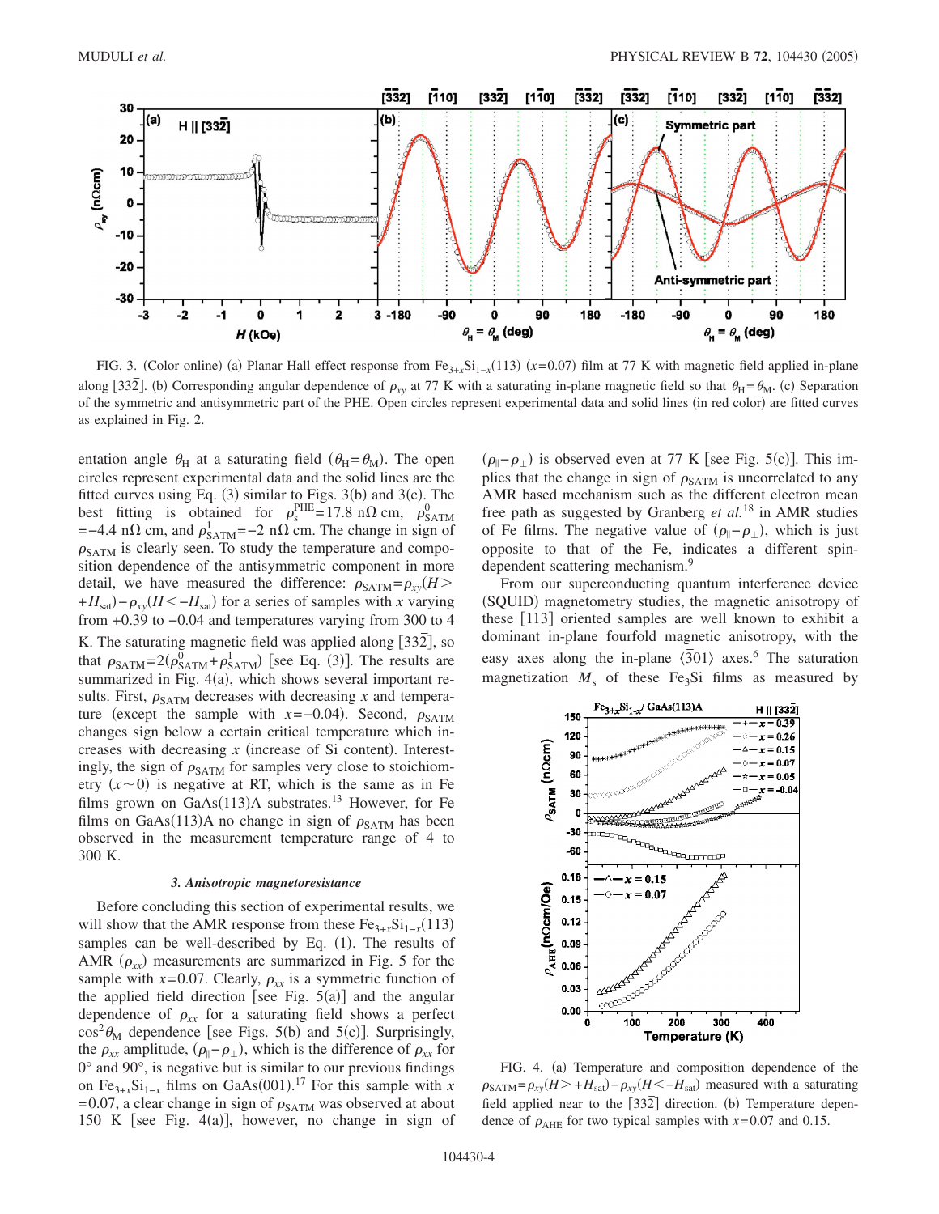FIG. 3. (Color online) (a) Planar Hall effect response from $Fe_{3+x}Si_{1-x}(113)$ ($x=0.07$) film at 77 K with magnetic field applied in-plane along $[33\bar{2}]$. (b) Corresponding angular dependence of $\rho_{xy}$ at 77 K with a saturating in-plane magnetic field so that $\theta_H = \theta_M$. (c) Separation of the symmetric and antisymmetric part of the PHE. Open circles represent experimental data and solid lines (in red color) are fitted curves as explained in Fig. 2.

entation angle $\theta_H$ at a saturating field ($\theta_H = \theta_M$). The open circles represent experimental data and the solid lines are the fitted curves using Eq. (3) similar to Figs. 3(b) and 3(c). The best fitting is obtained for $\rho_s^{PHE} = 17.8$ n$\Omega$ cm, $\rho_{SATM}^0 = -4.4$ n$\Omega$ cm, and $\rho_{SATM}^1 = -2$ n$\Omega$ cm. The change in sign of $\rho_{SATM}$ is clearly seen. To study the temperature and composition dependence of the antisymmetric component in more detail, we have measured the difference: $\rho_{SATM} = \rho_{xy}(H > +H_{sat}) - \rho_{xy}(H < -H_{sat})$ for a series of samples with $x$ varying from +0.39 to −0.04 and temperatures varying from 300 to 4 K. The saturating magnetic field was applied along $[33\bar{2}]$, so that $\rho_{SATM} = 2(\rho_{SATM}^0 + \rho_{SATM}^1)$ [see Eq. (3)]. The results are summarized in Fig. 4(a), which shows several important results. First, $\rho_{SATM}$ decreases with decreasing $x$ and temperature (except the sample with $x = -0.04$). Second, $\rho_{SATM}$ changes sign below a certain critical temperature which increases with decreasing $x$ (increase of Si content). Interestingly, the sign of $\rho_{SATM}$ for samples very close to stoichiometry ($x \sim 0$) is negative at RT, which is the same as in Fe films grown on GaAs(113)A substrates.[13] However, for Fe films on GaAs(113)A no change in sign of $\rho_{SATM}$ has been observed in the measurement temperature range of 4 to 300 K.

### 3. Anisotropic magnetoresistance

Before concluding this section of experimental results, we will show that the AMR response from these $Fe_{3+x}Si_{1-x}(113)$ samples can be well-described by Eq. (1). The results of AMR ($\rho_{xx}$) measurements are summarized in Fig. 5 for the sample with $x=0.07$. Clearly, $\rho_{xx}$ is a symmetric function of the applied field direction [see Fig. 5(a)] and the angular dependence of $\rho_{xx}$ for a saturating field shows a perfect $\cos^2\theta_M$ dependence [see Figs. 5(b) and 5(c)]. Surprisingly, the $\rho_{xx}$ amplitude, $(\rho_\parallel - \rho_\perp)$, which is the difference of $\rho_{xx}$ for 0° and 90°, is negative but is similar to our previous findings on $Fe_{3+x}Si_{1-x}$ films on GaAs(001).[17] For this sample with $x=0.07$, a clear change in sign of $\rho_{SATM}$ was observed at about 150 K [see Fig. 4(a)], however, no change in sign of $(\rho_\parallel - \rho_\perp)$ is observed even at 77 K [see Fig. 5(c)]. This implies that the change in sign of $\rho_{SATM}$ is uncorrelated to any AMR based mechanism such as the different electron mean free path as suggested by Granberg *et al.*[18] in AMR studies of Fe films. The negative value of $(\rho_\parallel - \rho_\perp)$, which is just opposite to that of the Fe, indicates a different spin-dependent scattering mechanism.[9]

From our superconducting quantum interference device (SQUID) magnetometry studies, the magnetic anisotropy of these [113] oriented samples are well known to exhibit a dominant in-plane fourfold magnetic anisotropy, with the easy axes along the in-plane $\langle\bar{3}01\rangle$ axes.[6] The saturation magnetization $M_s$ of these $Fe_3Si$ films as measured by

FIG. 4. (a) Temperature and composition dependence of the $\rho_{SATM} = \rho_{xy}(H > +H_{sat}) - \rho_{xy}(H < -H_{sat})$ measured with a saturating field applied near to the $[33\bar{2}]$ direction. (b) Temperature dependence of $\rho_{AHE}$ for two typical samples with $x=0.07$ and 0.15.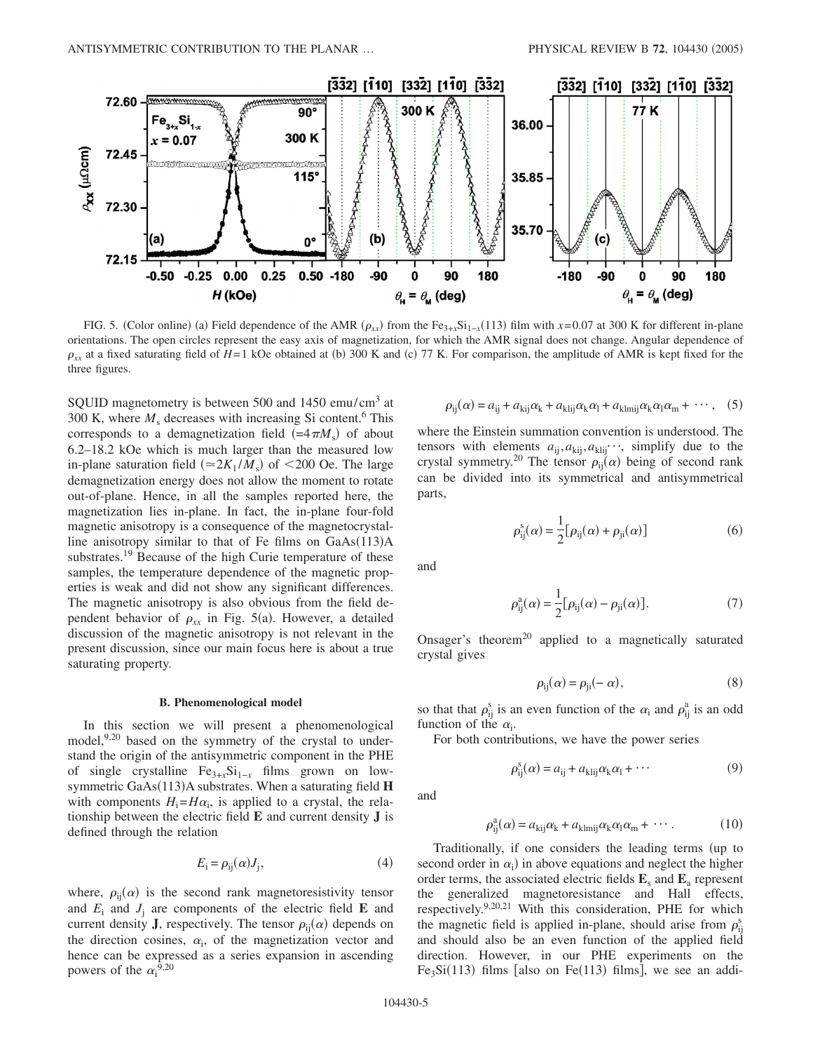FIG. 5. (Color online) (a) Field dependence of the AMR ($\rho_{xx}$) from the $Fe_{3+x}Si_{1-x}$(113) film with $x=0.07$ at 300 K for different in-plane orientations. The open circles represent the easy axis of magnetization, for which the AMR signal does not change. Angular dependence of $\rho_{xx}$ at a fixed saturating field of $H=1$ kOe obtained at (b) 300 K and (c) 77 K. For comparison, the amplitude of AMR is kept fixed for the three figures.

SQUID magnetometry is between 500 and 1450 emu/cm$^3$ at 300 K, where $M_s$ decreases with increasing Si content.[6] This corresponds to a demagnetization field ($=4\pi M_s$) of about 6.2–18.2 kOe which is much larger than the measured low in-plane saturation field ($\simeq 2K_1/M_s$) of $<200$ Oe. The large demagnetization energy does not allow the moment to rotate out-of-plane. Hence, in all the samples reported here, the magnetization lies in-plane. In fact, the in-plane four-fold magnetic anisotropy is a consequence of the magnetocrystalline anisotropy similar to that of Fe films on GaAs(113)A substrates.[19] Because of the high Curie temperature of these samples, the temperature dependence of the magnetic properties is weak and did not show any significant differences. The magnetic anisotropy is also obvious from the field dependent behavior of $\rho_{xx}$ in Fig. 5(a). However, a detailed discussion of the magnetic anisotropy is not relevant in the present discussion, since our main focus here is about a true saturating property.

### B. Phenomenological model

In this section we will present a phenomenological model,[9,20] based on the symmetry of the crystal to understand the origin of the antisymmetric component in the PHE of single crystalline $Fe_{3+x}Si_{1-x}$ films grown on low-symmetric GaAs(113)A substrates. When a saturating field **H** with components $H_i = H\alpha_i$, is applied to a crystal, the relationship between the electric field **E** and current density **J** is defined through the relation

$$E_i = \rho_{ij}(\alpha) J_j, \tag{4}$$

where, $\rho_{ij}(\alpha)$ is the second rank magnetoresistivity tensor and $E_i$ and $J_j$ are components of the electric field **E** and current density **J**, respectively. The tensor $\rho_{ij}(\alpha)$ depends on the direction cosines, $\alpha_i$, of the magnetization vector and hence can be expressed as a series expansion in ascending powers of the $\alpha_i$[9,20]

$$\rho_{ij}(\alpha) = a_{ij} + a_{kij}\alpha_k + a_{klij}\alpha_k\alpha_l + a_{klmij}\alpha_k\alpha_l\alpha_m + \cdots, \tag{5}$$

where the Einstein summation convention is understood. The tensors with elements $a_{ij}, a_{kij}, a_{klij} \cdots$, simplify due to the crystal symmetry.[20] The tensor $\rho_{ij}(\alpha)$ being of second rank can be divided into its symmetrical and antisymmetrical parts,

$$\rho^s_{ij}(\alpha) = \frac{1}{2}[\rho_{ij}(\alpha) + \rho_{ji}(\alpha)] \tag{6}$$

and

$$\rho^a_{ij}(\alpha) = \frac{1}{2}[\rho_{ij}(\alpha) - \rho_{ji}(\alpha)]. \tag{7}$$

Onsager's theorem[20] applied to a magnetically saturated crystal gives

$$\rho_{ij}(\alpha) = \rho_{ji}(-\alpha), \tag{8}$$

so that that $\rho^s_{ij}$ is an even function of the $\alpha_i$ and $\rho^a_{ij}$ is an odd function of the $\alpha_i$.

For both contributions, we have the power series

$$\rho^s_{ij}(\alpha) = a_{ij} + a_{klij}\alpha_k\alpha_l + \cdots \tag{9}$$

and

$$\rho^a_{ij}(\alpha) = a_{kij}\alpha_k + a_{klmij}\alpha_k\alpha_l\alpha_m + \cdots. \tag{10}$$

Traditionally, if one considers the leading terms (up to second order in $\alpha_i$) in above equations and neglect the higher order terms, the associated electric fields $\mathbf{E}_s$ and $\mathbf{E}_a$ represent the generalized magnetoresistance and Hall effects, respectively.[9,20,21] With this consideration, PHE for which the magnetic field is applied in-plane, should arise from $\rho^s_{ij}$ and should also be an even function of the applied field direction. However, in our PHE experiments on the $Fe_3Si$(113) films [also on Fe(113) films], we see an addi-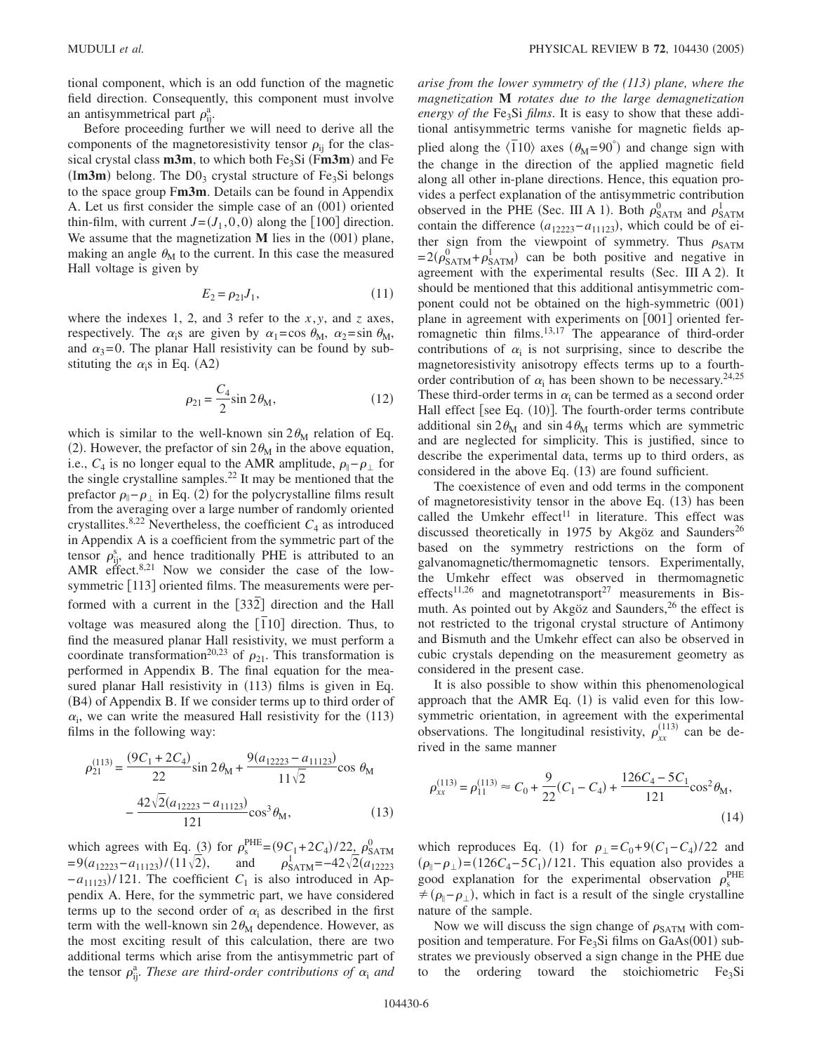tional component, which is an odd function of the magnetic field direction. Consequently, this component must involve an antisymmetrical part $\rho_{ij}^{a}$.

Before proceeding further we will need to derive all the components of the magnetoresistivity tensor $\rho_{ij}$ for the classical crystal class **m3m**, to which both $Fe_3Si$ (F**m3m**) and Fe (I**m3m**) belong. The $D0_3$ crystal structure of $Fe_3Si$ belongs to the space group F**m3m**. Details can be found in Appendix A. Let us first consider the simple case of an (001) oriented thin-film, with current $J=(J_1,0,0)$ along the [100] direction. We assume that the magnetization **M** lies in the (001) plane, making an angle $\theta_M$ to the current. In this case the measured Hall voltage is given by

$$E_2 = \rho_{21} J_1, \tag{11}$$

where the indexes 1, 2, and 3 refer to the $x, y$, and $z$ axes, respectively. The $\alpha_i$s are given by $\alpha_1 = \cos\theta_M$, $\alpha_2 = \sin\theta_M$, and $\alpha_3 = 0$. The planar Hall resistivity can be found by substituting the $\alpha_i$s in Eq. (A2)

$$\rho_{21} = \frac{C_4}{2}\sin 2\theta_M, \tag{12}$$

which is similar to the well-known $\sin 2\theta_M$ relation of Eq. (2). However, the prefactor of $\sin 2\theta_M$ in the above equation, i.e., $C_4$ is no longer equal to the AMR amplitude, $\rho_{\parallel}-\rho_{\perp}$ for the single crystalline samples.[22] It may be mentioned that the prefactor $\rho_{\parallel}-\rho_{\perp}$ in Eq. (2) for the polycrystalline films result from the averaging over a large number of randomly oriented crystallites.[8,22] Nevertheless, the coefficient $C_4$ as introduced in Appendix A is a coefficient from the symmetric part of the tensor $\rho_{ij}^{s}$, and hence traditionally PHE is attributed to an AMR effect.[8,21] Now we consider the case of the low-symmetric [113] oriented films. The measurements were performed with a current in the $[33\bar{2}]$ direction and the Hall voltage was measured along the $[\bar{1}10]$ direction. Thus, to find the measured planar Hall resistivity, we must perform a coordinate transformation[20,23] of $\rho_{21}$. This transformation is performed in Appendix B. The final equation for the measured planar Hall resistivity in (113) films is given in Eq. (B4) of Appendix B. If we consider terms up to third order of $\alpha_i$, we can write the measured Hall resistivity for the (113) films in the following way:

$$\rho_{21}^{(113)} = \frac{(9C_1+2C_4)}{22}\sin 2\theta_M + \frac{9(a_{12223}-a_{11123})}{11\sqrt{2}}\cos\theta_M - \frac{42\sqrt{2}(a_{12223}-a_{11123})}{121}\cos^3\theta_M, \tag{13}$$

which agrees with Eq. (3) for $\rho_s^{\mathrm{PHE}} = (9C_1+2C_4)/22$, $\rho_{\mathrm{SATM}}^{0} = 9(a_{12223}-a_{11123})/(11\sqrt{2})$, and $\rho_{\mathrm{SATM}}^{1} = -42\sqrt{2}(a_{12223}-a_{11123})/121$. The coefficient $C_1$ is also introduced in Appendix A. Here, for the symmetric part, we have considered terms up to the second order of $\alpha_i$ as described in the first term with the well-known $\sin 2\theta_M$ dependence. However, as the most exciting result of this calculation, there are two additional terms which arise from the antisymmetric part of the tensor $\rho_{ij}^{a}$. *These are third-order contributions of* $\alpha_i$ *and arise from the lower symmetry of the (113) plane, where the magnetization* **M** *rotates due to the large demagnetization energy of the* $Fe_3Si$ *films*. It is easy to show that these additional antisymmetric terms vanishe for magnetic fields applied along the $\langle\bar{1}10\rangle$ axes ($\theta_M = 90°$) and change sign with the change in the direction of the applied magnetic field along all other in-plane directions. Hence, this equation provides a perfect explanation of the antisymmetric contribution observed in the PHE (Sec. III A 1). Both $\rho_{\mathrm{SATM}}^{0}$ and $\rho_{\mathrm{SATM}}^{1}$ contain the difference $(a_{12223}-a_{11123})$, which could be of either sign from the viewpoint of symmetry. Thus $\rho_{\mathrm{SATM}} = 2(\rho_{\mathrm{SATM}}^{0}+\rho_{\mathrm{SATM}}^{1})$ can be both positive and negative in agreement with the experimental results (Sec. III A 2). It should be mentioned that this additional antisymmetric component could not be obtained on the high-symmetric (001) plane in agreement with experiments on [001] oriented ferromagnetic thin films.[13,17] The appearance of third-order contributions of $\alpha_i$ is not surprising, since to describe the magnetoresistivity anisotropy effects terms up to a fourth-order contribution of $\alpha_i$ has been shown to be necessary.[24,25] These third-order terms in $\alpha_i$ can be termed as a second order Hall effect [see Eq. (10)]. The fourth-order terms contribute additional $\sin 2\theta_M$ and $\sin 4\theta_M$ terms which are symmetric and are neglected for simplicity. This is justified, since to describe the experimental data, terms up to third orders, as considered in the above Eq. (13) are found sufficient.

The coexistence of even and odd terms in the component of magnetoresistivity tensor in the above Eq. (13) has been called the Umkehr effect[11] in literature. This effect was discussed theoretically in 1975 by Akgöz and Saunders[26] based on the symmetry restrictions on the form of galvanomagnetic/thermomagnetic tensors. Experimentally, the Umkehr effect was observed in thermomagnetic effects[11,26] and magnetotransport[27] measurements in Bismuth. As pointed out by Akgöz and Saunders,[26] the effect is not restricted to the trigonal crystal structure of Antimony and Bismuth and the Umkehr effect can also be observed in cubic crystals depending on the measurement geometry as considered in the present case.

It is also possible to show within this phenomenological approach that the AMR Eq. (1) is valid even for this low-symmetric orientation, in agreement with the experimental observations. The longitudinal resistivity, $\rho_{xx}^{(113)}$ can be derived in the same manner

$$\rho_{xx}^{(113)} = \rho_{11}^{(113)} \approx C_0 + \frac{9}{22}(C_1 - C_4) + \frac{126C_4 - 5C_1}{121}\cos^2\theta_M, \tag{14}$$

which reproduces Eq. (1) for $\rho_{\perp} = C_0 + 9(C_1-C_4)/22$ and $(\rho_{\parallel}-\rho_{\perp}) = (126C_4-5C_1)/121$. This equation also provides a good explanation for the experimental observation $\rho_s^{\mathrm{PHE}} \neq (\rho_{\parallel}-\rho_{\perp})$, which in fact is a result of the single crystalline nature of the sample.

Now we will discuss the sign change of $\rho_{\mathrm{SATM}}$ with composition and temperature. For $Fe_3Si$ films on GaAs(001) substrates we previously observed a sign change in the PHE due to the ordering toward the stoichiometric $Fe_3Si$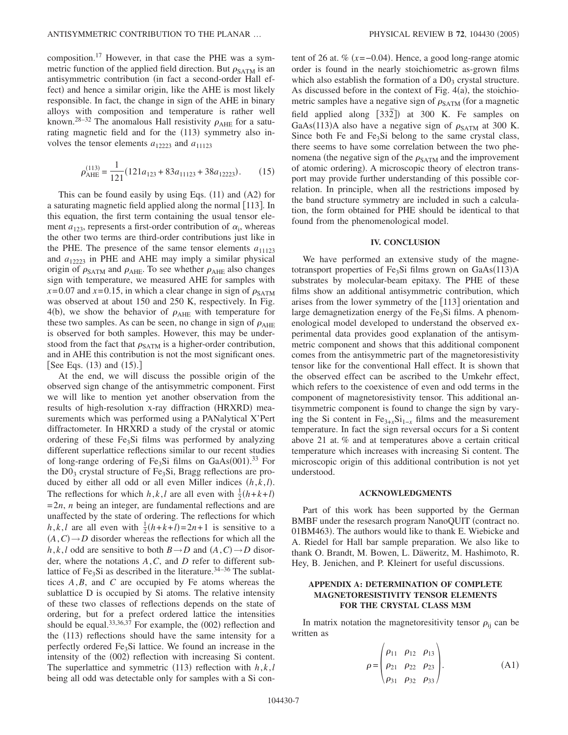composition.[17] However, in that case the PHE was a symmetric function of the applied field direction. But $\rho_{\rm SATM}$ is an antisymmetric contribution (in fact a second-order Hall effect) and hence a similar origin, like the AHE is most likely responsible. In fact, the change in sign of the AHE in binary alloys with composition and temperature is rather well known.[28–32] The anomalous Hall resistivity $\rho_{\rm AHE}$ for a saturating magnetic field and for the (113) symmetry also involves the tensor elements $a_{12223}$ and $a_{11123}$

$$\rho_{\rm AHE}^{(113)} = \frac{1}{121}(121a_{123} + 83a_{11123} + 38a_{12223}). \tag{15}$$

This can be found easily by using Eqs. (11) and (A2) for a saturating magnetic field applied along the normal [113]. In this equation, the first term containing the usual tensor element $a_{123}$, represents a first-order contribution of $\alpha_i$, whereas the other two terms are third-order contributions just like in the PHE. The presence of the same tensor elements $a_{11123}$ and $a_{12223}$ in PHE and AHE may imply a similar physical origin of $\rho_{\rm SATM}$ and $\rho_{\rm AHE}$. To see whether $\rho_{\rm AHE}$ also changes sign with temperature, we measured AHE for samples with $x=0.07$ and $x=0.15$, in which a clear change in sign of $\rho_{\rm SATM}$ was observed at about 150 and 250 K, respectively. In Fig. 4(b), we show the behavior of $\rho_{\rm AHE}$ with temperature for these two samples. As can be seen, no change in sign of $\rho_{\rm AHE}$ is observed for both samples. However, this may be understood from the fact that $\rho_{\rm SATM}$ is a higher-order contribution, and in AHE this contribution is not the most significant ones. [See Eqs. (13) and (15).]

At the end, we will discuss the possible origin of the observed sign change of the antisymmetric component. First we will like to mention yet another observation from the results of high-resolution x-ray diffraction (HRXRD) measurements which was performed using a PANalytical X'Pert diffractometer. In HRXRD a study of the crystal or atomic ordering of these $Fe_3Si$ films was performed by analyzing different superlattice reflections similar to our recent studies of long-range ordering of $Fe_3Si$ films on GaAs(001).[33] For the $D0_3$ crystal structure of $Fe_3Si$, Bragg reflections are produced by either all odd or all even Miller indices $(h,k,l)$. The reflections for which $h,k,l$ are all even with $\frac{1}{2}(h+k+l)=2n$, $n$ being an integer, are fundamental reflections and are unaffected by the state of ordering. The reflections for which $h,k,l$ are all even with $\frac{1}{2}(h+k+l)=2n+1$ is sensitive to a $(A,C)\rightarrow D$ disorder whereas the reflections for which all the $h,k,l$ odd are sensitive to both $B\rightarrow D$ and $(A,C)\rightarrow D$ disorder, where the notations $A,C$, and $D$ refer to different sublattice of $Fe_3Si$ as described in the literature.[34–36] The sublattices $A,B$, and $C$ are occupied by Fe atoms whereas the sublattice D is occupied by Si atoms. The relative intensity of these two classes of reflections depends on the state of ordering, but for a prefect ordered lattice the intensities should be equal.[33,36,37] For example, the (002) reflection and the (113) reflections should have the same intensity for a perfectly ordered $Fe_3Si$ lattice. We found an increase in the intensity of the (002) reflection with increasing Si content. The superlattice and symmetric (113) reflection with $h,k,l$ being all odd was detectable only for samples with a Si content of 26 at. % ($x=-0.04$). Hence, a good long-range atomic order is found in the nearly stoichiometric as-grown films which also establish the formation of a $D0_3$ crystal structure. As discussed before in the context of Fig. 4(a), the stoichiometric samples have a negative sign of $\rho_{\rm SATM}$ (for a magnetic field applied along $[33\bar{2}]$) at 300 K. Fe samples on GaAs(113)A also have a negative sign of $\rho_{\rm SATM}$ at 300 K. Since both Fe and $Fe_3Si$ belong to the same crystal class, there seems to have some correlation between the two phenomena (the negative sign of the $\rho_{\rm SATM}$ and the improvement of atomic ordering). A microscopic theory of electron transport may provide further understanding of this possible correlation. In principle, when all the restrictions imposed by the band structure symmetry are included in such a calculation, the form obtained for PHE should be identical to that found from the phenomenological model.

## IV. CONCLUSION

We have performed an extensive study of the magnetotransport properties of $Fe_3Si$ films grown on GaAs(113)A substrates by molecular-beam epitaxy. The PHE of these films show an additional antisymmetric contribution, which arises from the lower symmetry of the [113] orientation and large demagnetization energy of the $Fe_3Si$ films. A phenomenological model developed to understand the observed experimental data provides good explanation of the antisymmetric component and shows that this additional component comes from the antisymmetric part of the magnetoresistivity tensor like for the conventional Hall effect. It is shown that the observed effect can be ascribed to the Umkehr effect, which refers to the coexistence of even and odd terms in the component of magnetoresistivity tensor. This additional antisymmetric component is found to change the sign by varying the Si content in $Fe_{3+x}Si_{1-x}$ films and the measurement temperature. In fact the sign reversal occurs for a Si content above 21 at. % and at temperatures above a certain critical temperature which increases with increasing Si content. The microscopic origin of this additional contribution is not yet understood.

## ACKNOWLEDGMENTS

Part of this work has been supported by the German BMBF under the resesearch program NanoQUIT (contract no. 01BM463). The authors would like to thank E. Wiebicke and A. Riedel for Hall bar sample preparation. We also like to thank O. Brandt, M. Bowen, L. Däweritz, M. Hashimoto, R. Hey, B. Jenichen, and P. Kleinert for useful discussions.

## APPENDIX A: DETERMINATION OF COMPLETE MAGNETORESISTIVITY TENSOR ELEMENTS FOR THE CRYSTAL CLASS M3M

In matrix notation the magnetoresitivity tensor $\rho_{ij}$ can be written as

$$\rho = \begin{pmatrix} \rho_{11} & \rho_{12} & \rho_{13} \\ \rho_{21} & \rho_{22} & \rho_{23} \\ \rho_{31} & \rho_{32} & \rho_{33} \end{pmatrix}. \tag{A1}$$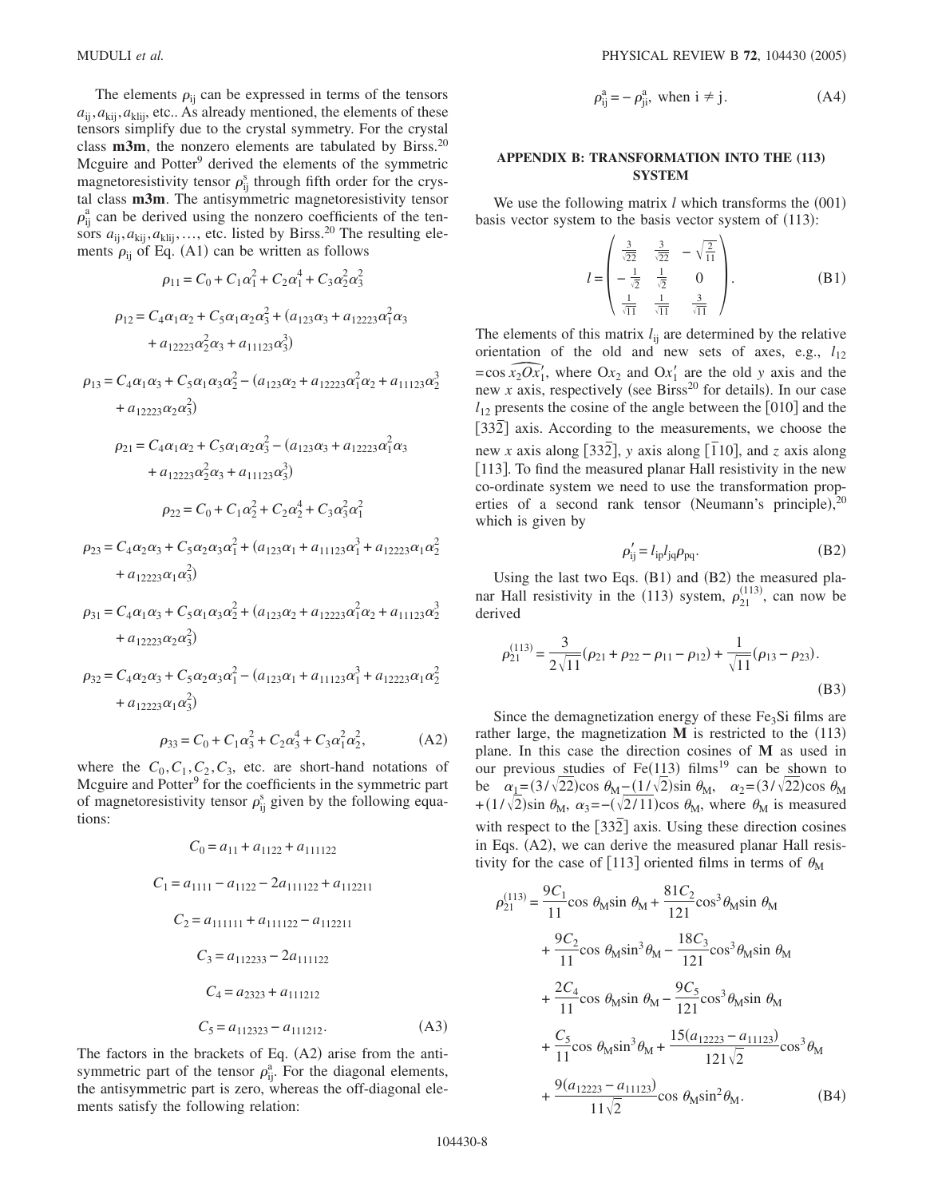The elements $\rho_{ij}$ can be expressed in terms of the tensors $a_{ij}, a_{kij}, a_{klij}$, etc.. As already mentioned, the elements of these tensors simplify due to the crystal symmetry. For the crystal class **m3m**, the nonzero elements are tabulated by Birss.[20] Mcguire and Potter[9] derived the elements of the symmetric magnetoresistivity tensor $\rho^{s}_{ij}$ through fifth order for the crystal class **m3m**. The antisymmetric magnetoresistivity tensor $\rho^{a}_{ij}$ can be derived using the nonzero coefficients of the tensors $a_{ij}, a_{kij}, a_{klij}, \ldots$, etc. listed by Birss.[20] The resulting elements $\rho_{ij}$ of Eq. (A1) can be written as follows

$$\rho_{11} = C_0 + C_1\alpha_1^2 + C_2\alpha_1^4 + C_3\alpha_2^2\alpha_3^2$$

$$\rho_{12} = C_4\alpha_1\alpha_2 + C_5\alpha_1\alpha_2\alpha_3^2 + (a_{123}\alpha_3 + a_{12223}\alpha_1^2\alpha_3 + a_{12223}\alpha_2^2\alpha_3 + a_{11123}\alpha_3^3)$$

$$\rho_{13} = C_4\alpha_1\alpha_3 + C_5\alpha_1\alpha_3\alpha_2^2 - (a_{123}\alpha_2 + a_{12223}\alpha_1^2\alpha_2 + a_{11123}\alpha_2^3 + a_{12223}\alpha_2\alpha_3^2)$$

$$\rho_{21} = C_4\alpha_1\alpha_2 + C_5\alpha_1\alpha_2\alpha_3^2 - (a_{123}\alpha_3 + a_{12223}\alpha_1^2\alpha_3 + a_{12223}\alpha_2^2\alpha_3 + a_{11123}\alpha_3^3)$$

$$\rho_{22} = C_0 + C_1\alpha_2^2 + C_2\alpha_2^4 + C_3\alpha_3^2\alpha_1^2$$

$$\rho_{23} = C_4\alpha_2\alpha_3 + C_5\alpha_2\alpha_3\alpha_1^2 + (a_{123}\alpha_1 + a_{11123}\alpha_1^3 + a_{12223}\alpha_1\alpha_2^2 + a_{12223}\alpha_1\alpha_3^2)$$

$$\rho_{31} = C_4\alpha_1\alpha_3 + C_5\alpha_1\alpha_3\alpha_2^2 + (a_{123}\alpha_2 + a_{12223}\alpha_1^2\alpha_2 + a_{11123}\alpha_2^3 + a_{12223}\alpha_2\alpha_3^2)$$

$$\rho_{32} = C_4\alpha_2\alpha_3 + C_5\alpha_2\alpha_3\alpha_1^2 - (a_{123}\alpha_1 + a_{11123}\alpha_1^3 + a_{12223}\alpha_1\alpha_2^2 + a_{12223}\alpha_1\alpha_3^2)$$

$$\rho_{33} = C_0 + C_1\alpha_3^2 + C_2\alpha_3^4 + C_3\alpha_1^2\alpha_2^2, \tag{A2}$$

where the $C_0, C_1, C_2, C_3$, etc. are short-hand notations of Mcguire and Potter[9] for the coefficients in the symmetric part of magnetoresistivity tensor $\rho^{s}_{ij}$ given by the following equations:

$$C_0 = a_{11} + a_{1122} + a_{111122}$$

$$C_1 = a_{1111} - a_{1122} - 2a_{111122} + a_{112211}$$

$$C_2 = a_{111111} + a_{111122} - a_{112211}$$

$$C_3 = a_{112233} - 2a_{111122}$$

$$C_4 = a_{2323} + a_{111212}$$

$$C_5 = a_{112323} - a_{111212}. \tag{A3}$$

The factors in the brackets of Eq. (A2) arise from the antisymmetric part of the tensor $\rho^{a}_{ij}$. For the diagonal elements, the antisymmetric part is zero, whereas the off-diagonal elements satisfy the following relation:

$$\rho^{a}_{ij} = -\rho^{a}_{ji}, \text{ when } i \neq j. \tag{A4}$$

## APPENDIX B: TRANSFORMATION INTO THE (113) SYSTEM

We use the following matrix $l$ which transforms the (001) basis vector system to the basis vector system of (113):

$$l = \begin{pmatrix} \frac{3}{\sqrt{22}} & \frac{3}{\sqrt{22}} & -\sqrt{\frac{2}{11}} \\ -\frac{1}{\sqrt{2}} & \frac{1}{\sqrt{2}} & 0 \\ \frac{1}{\sqrt{11}} & \frac{1}{\sqrt{11}} & \frac{3}{\sqrt{11}} \end{pmatrix}. \tag{B1}$$

The elements of this matrix $l_{ij}$ are determined by the relative orientation of the old and new sets of axes, e.g., $l_{12} = \cos \widehat{x_2 O x_1'}$, where $Ox_2$ and $Ox_1'$ are the old $y$ axis and the new $x$ axis, respectively (see Birss[20] for details). In our case $l_{12}$ presents the cosine of the angle between the [010] and the $[33\bar{2}]$ axis. According to the measurements, we choose the new $x$ axis along $[33\bar{2}]$, $y$ axis along $[\bar{1}10]$, and $z$ axis along [113]. To find the measured planar Hall resistivity in the new co-ordinate system we need to use the transformation properties of a second rank tensor (Neumann's principle),[20] which is given by

$$\rho'_{ij} = l_{ip}l_{jq}\rho_{pq}. \tag{B2}$$

Using the last two Eqs. (B1) and (B2) the measured planar Hall resistivity in the (113) system, $\rho^{(113)}_{21}$, can now be derived

$$\rho^{(113)}_{21} = \frac{3}{2\sqrt{11}}(\rho_{21} + \rho_{22} - \rho_{11} - \rho_{12}) + \frac{1}{\sqrt{11}}(\rho_{13} - \rho_{23}). \tag{B3}$$

Since the demagnetization energy of these $Fe_3Si$ films are rather large, the magnetization **M** is restricted to the (113) plane. In this case the direction cosines of **M** as used in our previous studies of Fe(113) films[19] can be shown to be $\alpha_1 = (3/\sqrt{22})\cos\theta_M - (1/\sqrt{2})\sin\theta_M$, $\alpha_2 = (3/\sqrt{22})\cos\theta_M + (1/\sqrt{2})\sin\theta_M$, $\alpha_3 = -(\sqrt{2/11})\cos\theta_M$, where $\theta_M$ is measured with respect to the $[33\bar{2}]$ axis. Using these direction cosines in Eqs. (A2), we can derive the measured planar Hall resistivity for the case of [113] oriented films in terms of $\theta_M$

$$\begin{aligned}
\rho^{(113)}_{21} = {} & \frac{9C_1}{11}\cos\theta_M\sin\theta_M + \frac{81C_2}{121}\cos^3\theta_M\sin\theta_M \\
& + \frac{9C_2}{11}\cos\theta_M\sin^3\theta_M - \frac{18C_3}{121}\cos^3\theta_M\sin\theta_M \\
& + \frac{2C_4}{11}\cos\theta_M\sin\theta_M - \frac{9C_5}{121}\cos^3\theta_M\sin\theta_M \\
& + \frac{C_5}{11}\cos\theta_M\sin^3\theta_M + \frac{15(a_{12223} - a_{11123})}{121\sqrt{2}}\cos^3\theta_M \\
& + \frac{9(a_{12223} - a_{11123})}{11\sqrt{2}}\cos\theta_M\sin^2\theta_M.
\end{aligned} \tag{B4}$$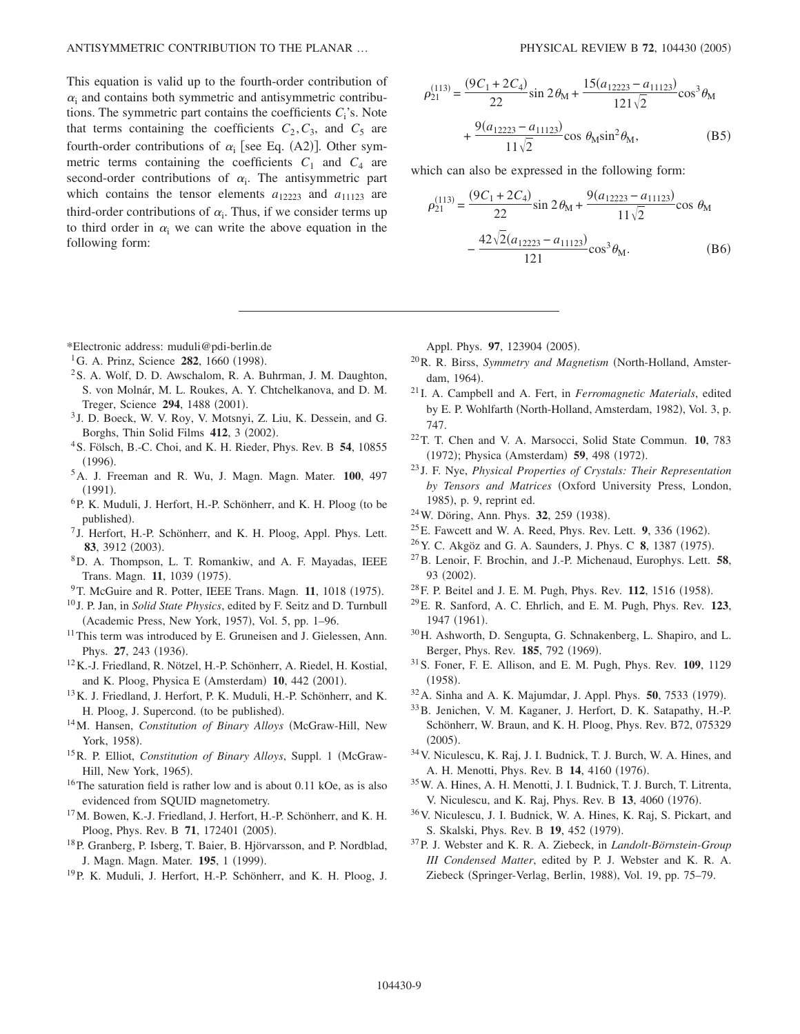This equation is valid up to the fourth-order contribution of $\alpha_i$ and contains both symmetric and antisymmetric contributions. The symmetric part contains the coefficients $C_i$'s. Note that terms containing the coefficients $C_2, C_3$, and $C_5$ are fourth-order contributions of $\alpha_i$ [see Eq. (A2)]. Other symmetric terms containing the coefficients $C_1$ and $C_4$ are second-order contributions of $\alpha_i$. The antisymmetric part which contains the tensor elements $a_{12223}$ and $a_{11123}$ are third-order contributions of $\alpha_i$. Thus, if we consider terms up to third order in $\alpha_i$ we can write the above equation in the following form:

$$\rho_{21}^{(113)} = \frac{(9C_1 + 2C_4)}{22}\sin 2\theta_M + \frac{15(a_{12223} - a_{11123})}{121\sqrt{2}}\cos^3\theta_M + \frac{9(a_{12223} - a_{11123})}{11\sqrt{2}}\cos\theta_M \sin^2\theta_M, \tag{B5}$$

which can also be expressed in the following form:

$$\rho_{21}^{(113)} = \frac{(9C_1 + 2C_4)}{22}\sin 2\theta_M + \frac{9(a_{12223} - a_{11123})}{11\sqrt{2}}\cos\theta_M - \frac{42\sqrt{2}(a_{12223} - a_{11123})}{121}\cos^3\theta_M. \tag{B6}$$

---

*Electronic address: muduli@pdi-berlin.de

[1] G. A. Prinz, Science **282**, 1660 (1998).

[2] S. A. Wolf, D. D. Awschalom, R. A. Buhrman, J. M. Daughton, S. von Molnár, M. L. Roukes, A. Y. Chtchelkanova, and D. M. Treger, Science **294**, 1488 (2001).

[3] J. D. Boeck, W. V. Roy, V. Motsnyi, Z. Liu, K. Dessein, and G. Borghs, Thin Solid Films **412**, 3 (2002).

[4] S. Fölsch, B.-C. Choi, and K. H. Rieder, Phys. Rev. B **54**, 10855 (1996).

[5] A. J. Freeman and R. Wu, J. Magn. Magn. Mater. **100**, 497 (1991).

[6] P. K. Muduli, J. Herfort, H.-P. Schönherr, and K. H. Ploog (to be published).

[7] J. Herfort, H.-P. Schönherr, and K. H. Ploog, Appl. Phys. Lett. **83**, 3912 (2003).

[8] D. A. Thompson, L. T. Romankiw, and A. F. Mayadas, IEEE Trans. Magn. **11**, 1039 (1975).

[9] T. McGuire and R. Potter, IEEE Trans. Magn. **11**, 1018 (1975).

[10] J. P. Jan, in *Solid State Physics*, edited by F. Seitz and D. Turnbull (Academic Press, New York, 1957), Vol. 5, pp. 1–96.

[11] This term was introduced by E. Gruneisen and J. Gielessen, Ann. Phys. **27**, 243 (1936).

[12] K.-J. Friedland, R. Nötzel, H.-P. Schönherr, A. Riedel, H. Kostial, and K. Ploog, Physica E (Amsterdam) **10**, 442 (2001).

[13] K. J. Friedland, J. Herfort, P. K. Muduli, H.-P. Schönherr, and K. H. Ploog, J. Supercond. (to be published).

[14] M. Hansen, *Constitution of Binary Alloys* (McGraw-Hill, New York, 1958).

[15] R. P. Elliot, *Constitution of Binary Alloys*, Suppl. 1 (McGraw-Hill, New York, 1965).

[16] The saturation field is rather low and is about 0.11 kOe, as is also evidenced from SQUID magnetometry.

[17] M. Bowen, K.-J. Friedland, J. Herfort, H.-P. Schönherr, and K. H. Ploog, Phys. Rev. B **71**, 172401 (2005).

[18] P. Granberg, P. Isberg, T. Baier, B. Hjörvarsson, and P. Nordblad, J. Magn. Magn. Mater. **195**, 1 (1999).

[19] P. K. Muduli, J. Herfort, H.-P. Schönherr, and K. H. Ploog, J. Appl. Phys. **97**, 123904 (2005).

[20] R. R. Birss, *Symmetry and Magnetism* (North-Holland, Amsterdam, 1964).

[21] I. A. Campbell and A. Fert, in *Ferromagnetic Materials*, edited by E. P. Wohlfarth (North-Holland, Amsterdam, 1982), Vol. 3, p. 747.

[22] T. T. Chen and V. A. Marsocci, Solid State Commun. **10**, 783 (1972); Physica (Amsterdam) **59**, 498 (1972).

[23] J. F. Nye, *Physical Properties of Crystals: Their Representation by Tensors and Matrices* (Oxford University Press, London, 1985), p. 9, reprint ed.

[24] W. Döring, Ann. Phys. **32**, 259 (1938).

[25] E. Fawcett and W. A. Reed, Phys. Rev. Lett. **9**, 336 (1962).

[26] Y. C. Akgöz and G. A. Saunders, J. Phys. C **8**, 1387 (1975).

[27] B. Lenoir, F. Brochin, and J.-P. Michenaud, Europhys. Lett. **58**, 93 (2002).

[28] F. P. Beitel and J. E. M. Pugh, Phys. Rev. **112**, 1516 (1958).

[29] E. R. Sanford, A. C. Ehrlich, and E. M. Pugh, Phys. Rev. **123**, 1947 (1961).

[30] H. Ashworth, D. Sengupta, G. Schnakenberg, L. Shapiro, and L. Berger, Phys. Rev. **185**, 792 (1969).

[31] S. Foner, F. E. Allison, and E. M. Pugh, Phys. Rev. **109**, 1129 (1958).

[32] A. Sinha and A. K. Majumdar, J. Appl. Phys. **50**, 7533 (1979).

[33] B. Jenichen, V. M. Kaganer, J. Herfort, D. K. Satapathy, H.-P. Schönherr, W. Braun, and K. H. Ploog, Phys. Rev. B72, 075329 (2005).

[34] V. Niculescu, K. Raj, J. I. Budnick, T. J. Burch, W. A. Hines, and A. H. Menotti, Phys. Rev. B **14**, 4160 (1976).

[35] W. A. Hines, A. H. Menotti, J. I. Budnick, T. J. Burch, T. Litrenta, V. Niculescu, and K. Raj, Phys. Rev. B **13**, 4060 (1976).

[36] V. Niculescu, J. I. Budnick, W. A. Hines, K. Raj, S. Pickart, and S. Skalski, Phys. Rev. B **19**, 452 (1979).

[37] P. J. Webster and K. R. A. Ziebeck, in *Landolt-Börnstein-Group III Condensed Matter*, edited by P. J. Webster and K. R. A. Ziebeck (Springer-Verlag, Berlin, 1988), Vol. 19, pp. 75–79.